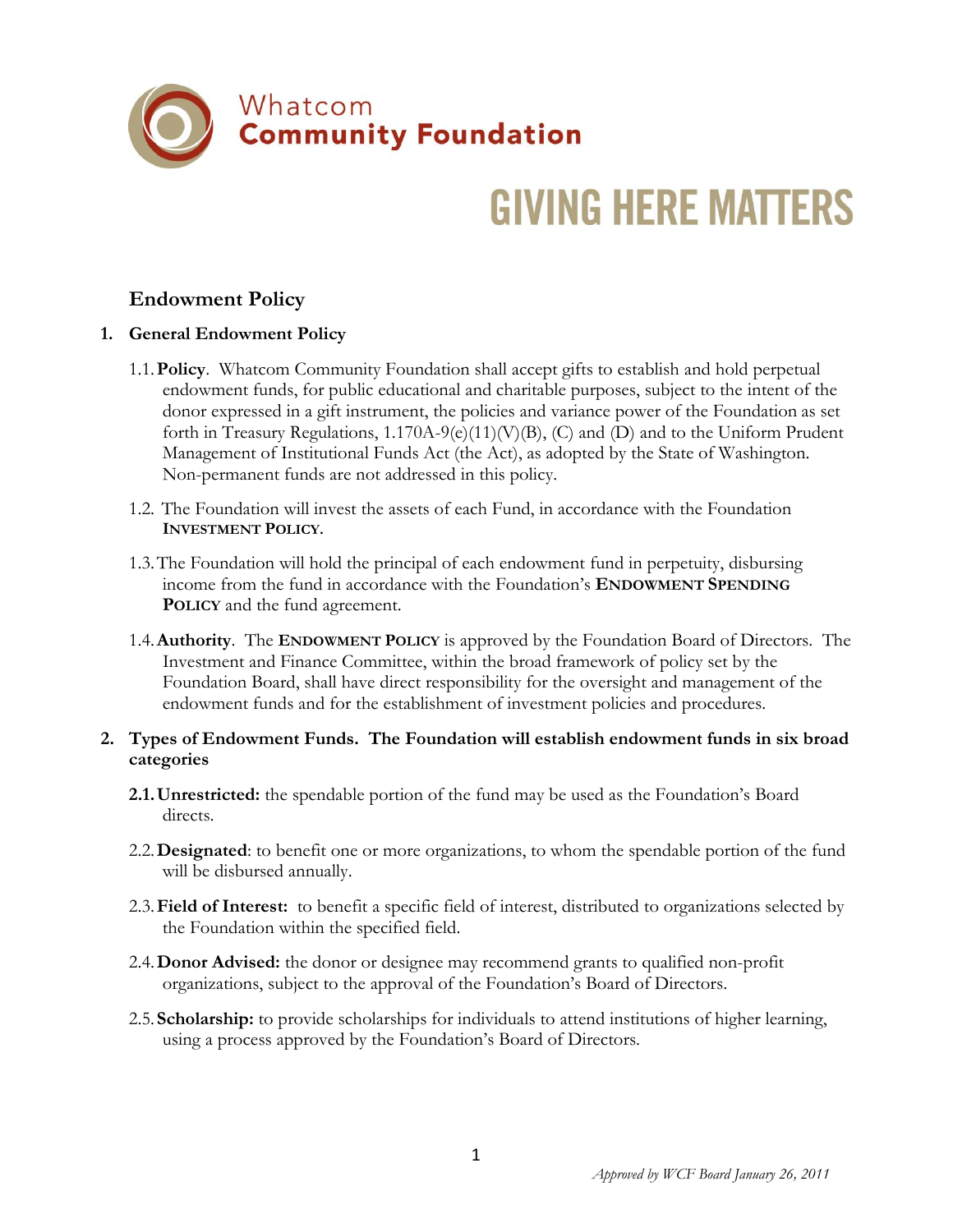Whatcom
**Community Foundation**

**GIVING HERE MATTERS**

## Endowment Policy

### 1. General Endowment Policy

1.1. **Policy**. Whatcom Community Foundation shall accept gifts to establish and hold perpetual endowment funds, for public educational and charitable purposes, subject to the intent of the donor expressed in a gift instrument, the policies and variance power of the Foundation as set forth in Treasury Regulations, 1.170A-9(e)(11)(V)(B), (C) and (D) and to the Uniform Prudent Management of Institutional Funds Act (the Act), as adopted by the State of Washington. Non-permanent funds are not addressed in this policy.

1.2. The Foundation will invest the assets of each Fund, in accordance with the Foundation **INVESTMENT POLICY.**

1.3. The Foundation will hold the principal of each endowment fund in perpetuity, disbursing income from the fund in accordance with the Foundation's **ENDOWMENT SPENDING POLICY** and the fund agreement.

1.4. **Authority**. The **ENDOWMENT POLICY** is approved by the Foundation Board of Directors. The Investment and Finance Committee, within the broad framework of policy set by the Foundation Board, shall have direct responsibility for the oversight and management of the endowment funds and for the establishment of investment policies and procedures.

### 2. Types of Endowment Funds. The Foundation will establish endowment funds in six broad categories

**2.1. Unrestricted:** the spendable portion of the fund may be used as the Foundation's Board directs.

2.2. **Designated**: to benefit one or more organizations, to whom the spendable portion of the fund will be disbursed annually.

2.3. **Field of Interest:** to benefit a specific field of interest, distributed to organizations selected by the Foundation within the specified field.

2.4. **Donor Advised:** the donor or designee may recommend grants to qualified non-profit organizations, subject to the approval of the Foundation's Board of Directors.

2.5. **Scholarship:** to provide scholarships for individuals to attend institutions of higher learning, using a process approved by the Foundation's Board of Directors.

*Approved by WCF Board January 26, 2011*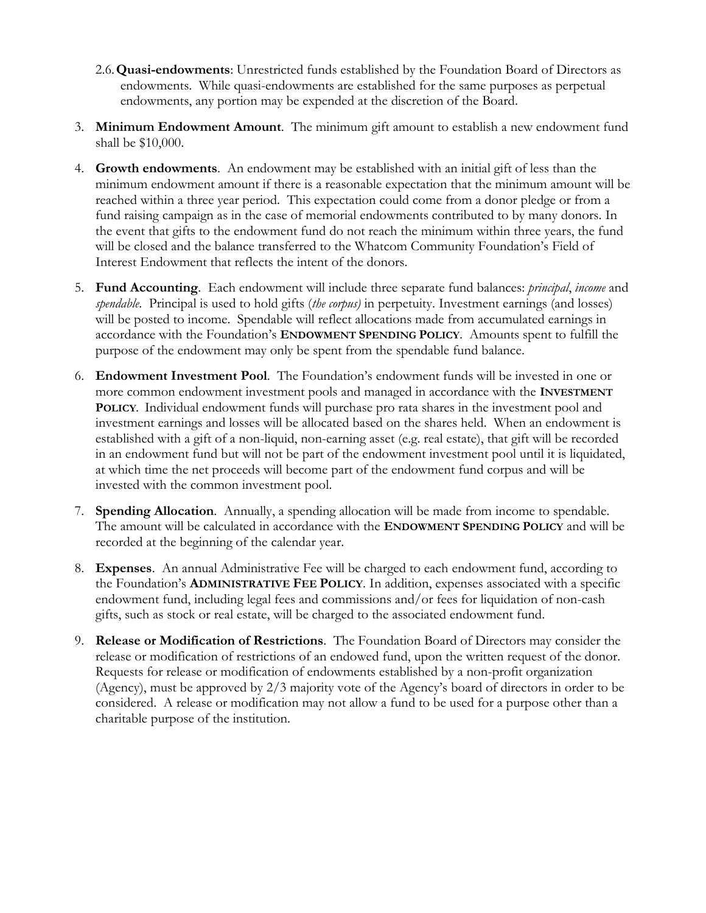2.6. **Quasi-endowments**: Unrestricted funds established by the Foundation Board of Directors as endowments. While quasi-endowments are established for the same purposes as perpetual endowments, any portion may be expended at the discretion of the Board.

3. **Minimum Endowment Amount**. The minimum gift amount to establish a new endowment fund shall be $10,000.

4. **Growth endowments**. An endowment may be established with an initial gift of less than the minimum endowment amount if there is a reasonable expectation that the minimum amount will be reached within a three year period. This expectation could come from a donor pledge or from a fund raising campaign as in the case of memorial endowments contributed to by many donors. In the event that gifts to the endowment fund do not reach the minimum within three years, the fund will be closed and the balance transferred to the Whatcom Community Foundation's Field of Interest Endowment that reflects the intent of the donors.

5. **Fund Accounting**. Each endowment will include three separate fund balances: *principal*, *income* and *spendable*. Principal is used to hold gifts (*the corpus)* in perpetuity. Investment earnings (and losses) will be posted to income. Spendable will reflect allocations made from accumulated earnings in accordance with the Foundation's **ENDOWMENT SPENDING POLICY**. Amounts spent to fulfill the purpose of the endowment may only be spent from the spendable fund balance.

6. **Endowment Investment Pool**. The Foundation's endowment funds will be invested in one or more common endowment investment pools and managed in accordance with the **INVESTMENT POLICY**. Individual endowment funds will purchase pro rata shares in the investment pool and investment earnings and losses will be allocated based on the shares held. When an endowment is established with a gift of a non-liquid, non-earning asset (e.g. real estate), that gift will be recorded in an endowment fund but will not be part of the endowment investment pool until it is liquidated, at which time the net proceeds will become part of the endowment fund corpus and will be invested with the common investment pool.

7. **Spending Allocation**. Annually, a spending allocation will be made from income to spendable. The amount will be calculated in accordance with the **ENDOWMENT SPENDING POLICY** and will be recorded at the beginning of the calendar year.

8. **Expenses**. An annual Administrative Fee will be charged to each endowment fund, according to the Foundation's **ADMINISTRATIVE FEE POLICY**. In addition, expenses associated with a specific endowment fund, including legal fees and commissions and/or fees for liquidation of non-cash gifts, such as stock or real estate, will be charged to the associated endowment fund.

9. **Release or Modification of Restrictions**. The Foundation Board of Directors may consider the release or modification of restrictions of an endowed fund, upon the written request of the donor. Requests for release or modification of endowments established by a non-profit organization (Agency), must be approved by 2/3 majority vote of the Agency's board of directors in order to be considered. A release or modification may not allow a fund to be used for a purpose other than a charitable purpose of the institution.